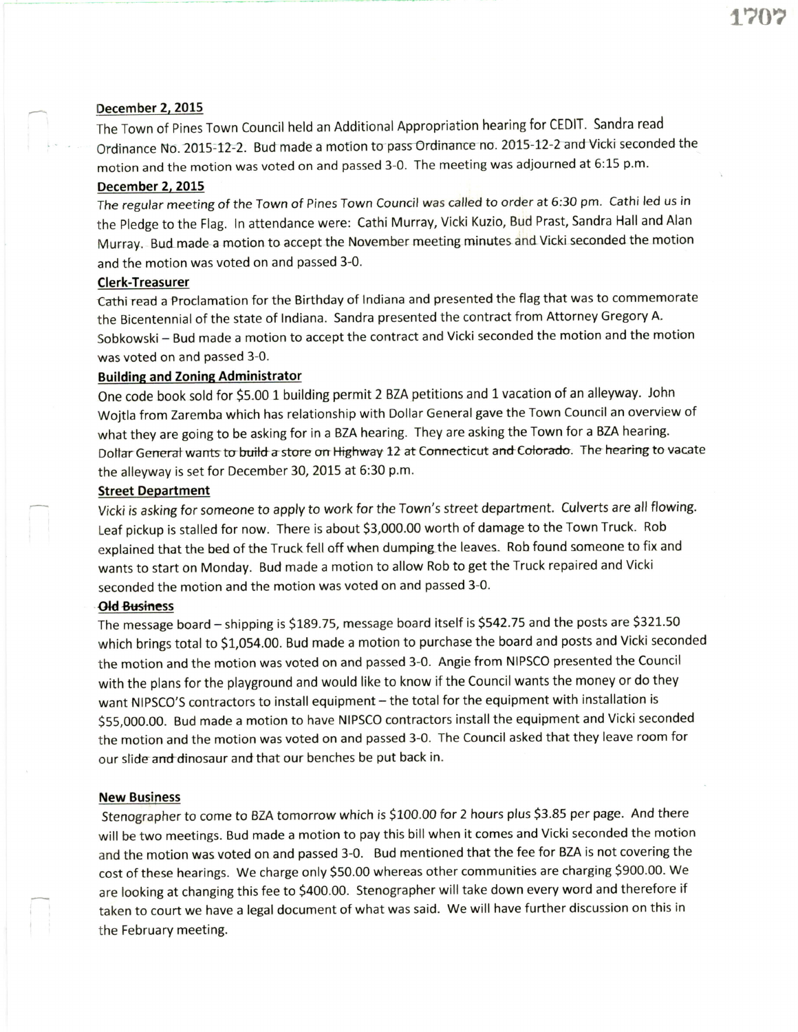**December 2, 2015**

The Town of Pines Town Council held an Additional Appropriation hearing for CEDIT. Sandra read Ordinance No. 2015-12-2. Bud made a motion to pass Ordinance no. 2015-12-2 and Vicki seconded the motion and the motion was voted on and passed 3-0. The meeting was adjourned at 6:15 p.m.

**December 2, 2015**

The regular meeting of the Town of Pines Town Council was called to order at 6:30 pm. Cathi led us in the Pledge to the Flag. In attendance were: Cathi Murray, Vicki Kuzio, Bud Prast, Sandra Hall and Alan Murray. Bud made a motion to accept the November meeting minutes and Vicki seconded the motion and the motion was voted on and passed 3-0.

**Clerk-Treasurer**

Cathi read a Proclamation for the Birthday of Indiana and presented the flag that was to commemorate the Bicentennial of the state of Indiana. Sandra presented the contract from Attorney Gregory A. Sobkowski – Bud made a motion to accept the contract and Vicki seconded the motion and the motion was voted on and passed 3-0.

**Building and Zoning Administrator**

One code book sold for $5.00 1 building permit 2 BZA petitions and 1 vacation of an alleyway. John Wojtla from Zaremba which has relationship with Dollar General gave the Town Council an overview of what they are going to be asking for in a BZA hearing. They are asking the Town for a BZA hearing. ~~Dollar General wants to build a store on Highway 12 at Connecticut and Colorado~~. The hearing to vacate the alleyway is set for December 30, 2015 at 6:30 p.m.

**Street Department**

Vicki is asking for someone to apply to work for the Town's street department. Culverts are all flowing. Leaf pickup is stalled for now. There is about $3,000.00 worth of damage to the Town Truck. Rob explained that the bed of the Truck fell off when dumping the leaves. Rob found someone to fix and wants to start on Monday. Bud made a motion to allow Rob to get the Truck repaired and Vicki seconded the motion and the motion was voted on and passed 3-0.

**~~Old Business~~**

The message board – shipping is $189.75, message board itself is $542.75 and the posts are $321.50 which brings total to $1,054.00. Bud made a motion to purchase the board and posts and Vicki seconded the motion and the motion was voted on and passed 3-0. Angie from NIPSCO presented the Council with the plans for the playground and would like to know if the Council wants the money or do they want NIPSCO'S contractors to install equipment – the total for the equipment with installation is $55,000.00. Bud made a motion to have NIPSCO contractors install the equipment and Vicki seconded the motion and the motion was voted on and passed 3-0. The Council asked that they leave room for our slide ~~and~~ dinosaur and that our benches be put back in.

**New Business**

Stenographer to come to BZA tomorrow which is $100.00 for 2 hours plus $3.85 per page. And there will be two meetings. Bud made a motion to pay this bill when it comes and Vicki seconded the motion and the motion was voted on and passed 3-0. Bud mentioned that the fee for BZA is not covering the cost of these hearings. We charge only $50.00 whereas other communities are charging $900.00. We are looking at changing this fee to $400.00. Stenographer will take down every word and therefore if taken to court we have a legal document of what was said. We will have further discussion on this in the February meeting.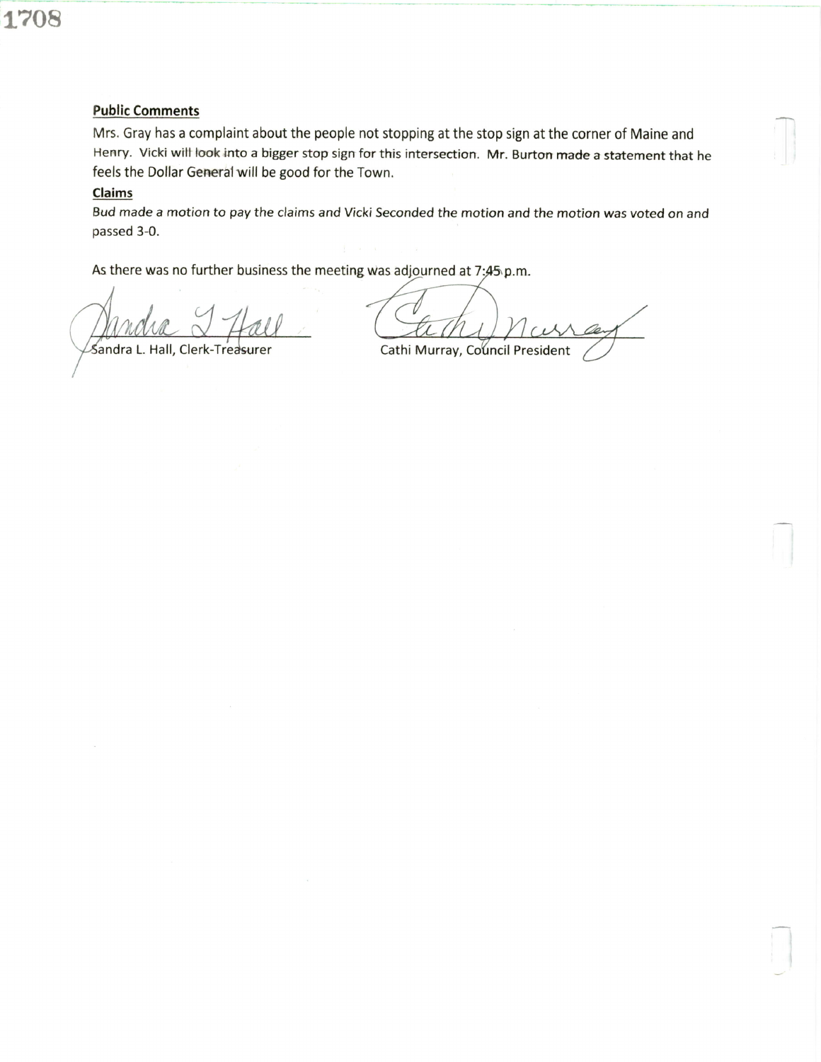**Public Comments**

Mrs. Gray has a complaint about the people not stopping at the stop sign at the corner of Maine and Henry. Vicki will look into a bigger stop sign for this intersection. Mr. Burton made a statement that he feels the Dollar General will be good for the Town.

**Claims**

*Bud made a motion to pay the claims and Vicki Seconded the motion and the motion was voted on and passed 3-0.*

As there was no further business the meeting was adjourned at 7:45 p.m.

Sandra L. Hall, Clerk-Treasurer

Cathi Murray, Council President